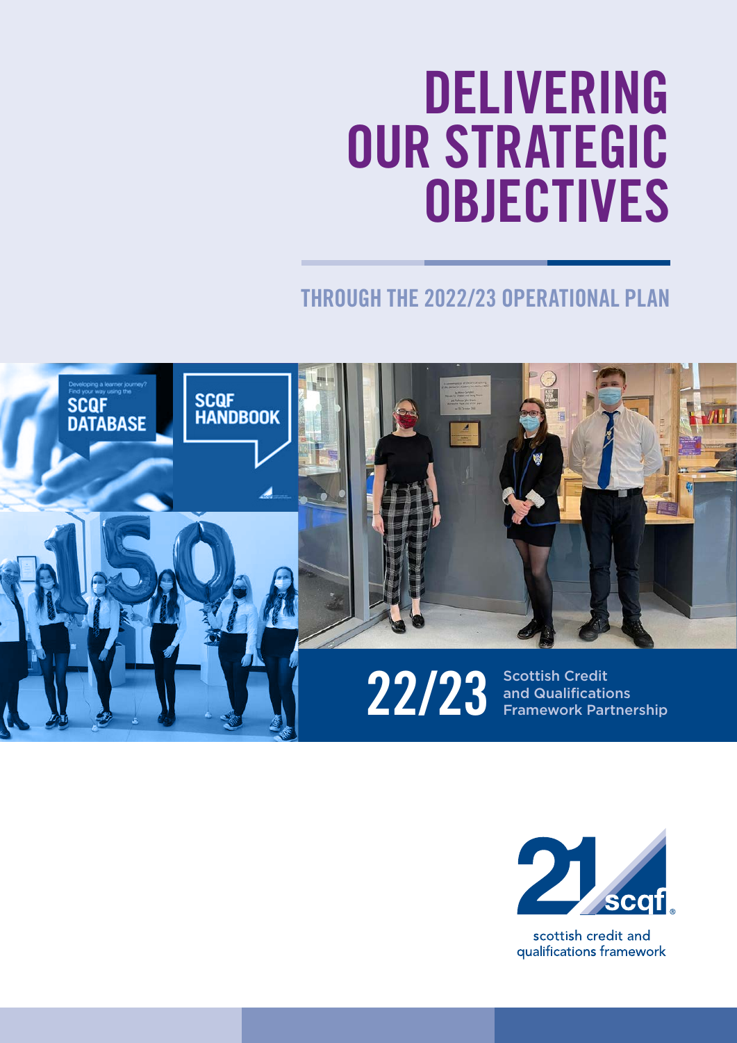# DELIVERING OUR STRATEGIC OBJECTIVES

## THROUGH THE 2022/23 OPERATIONAL PLAN

**22/23** Scottish Credit and Qualifications Framework Partnership

scottish credit and qualifications framework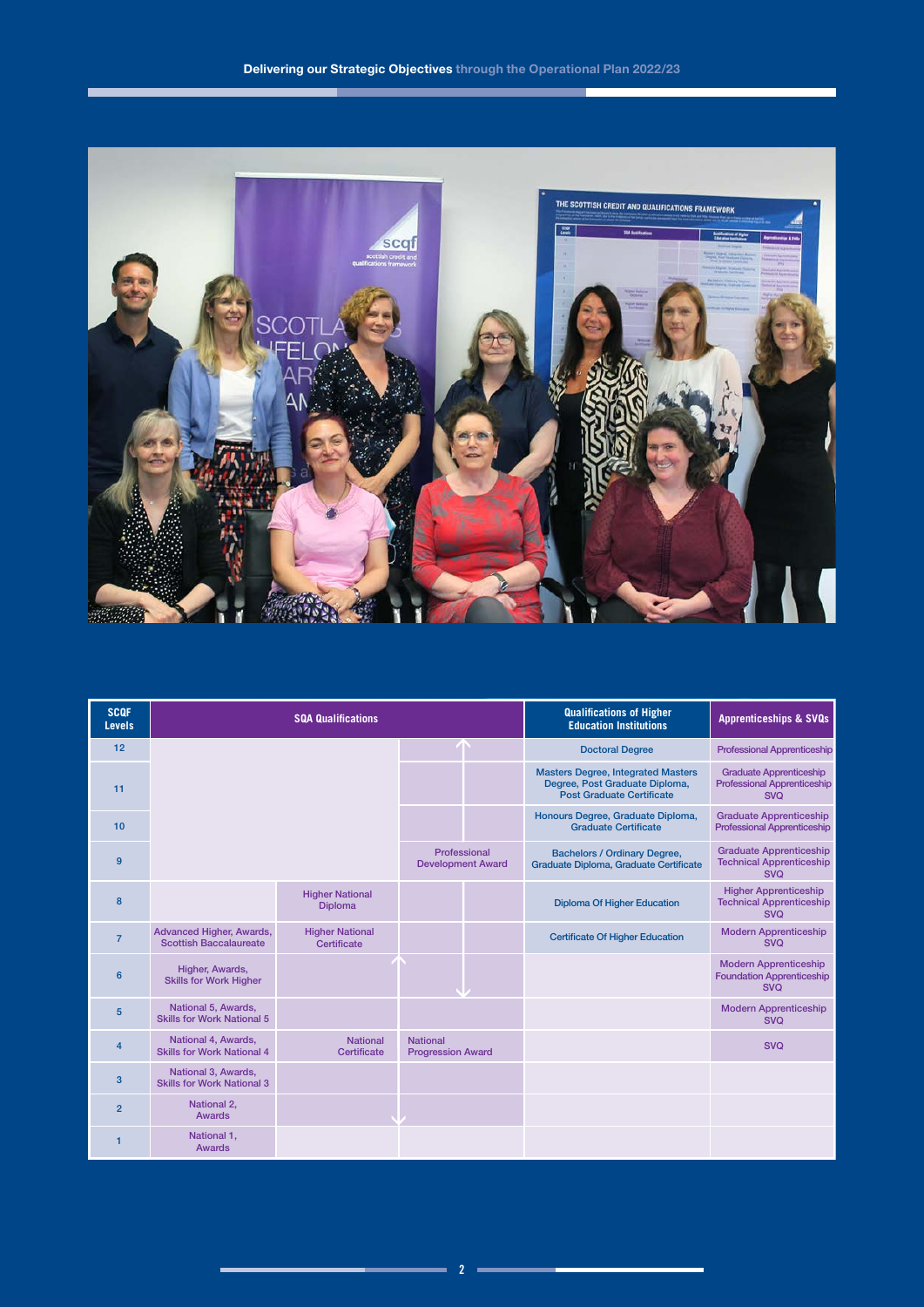**Delivering our Strategic Objectives** through the Operational Plan 2022/23

| SCQF Levels | SQA Qualifications | | | | Qualifications of Higher Education Institutions | Apprenticeships & SVQs |
|---|---|---|---|---|---|---|
| 12 | | | | | Doctoral Degree | Professional Apprenticeship |
| 11 | | | | | Masters Degree, Integrated Masters Degree, Post Graduate Diploma, Post Graduate Certificate | Graduate Apprenticeship Professional Apprenticeship SVQ |
| 10 | | | | | Honours Degree, Graduate Diploma, Graduate Certificate | Graduate Apprenticeship Professional Apprenticeship |
| 9 | | | Professional Development Award | | Bachelors / Ordinary Degree, Graduate Diploma, Graduate Certificate | Graduate Apprenticeship Technical Apprenticeship SVQ |
| 8 | | Higher National Diploma | | | Diploma Of Higher Education | Higher Apprenticeship Technical Apprenticeship SVQ |
| 7 | Advanced Higher, Awards, Scottish Baccalaureate | Higher National Certificate | | | Certificate Of Higher Education | Modern Apprenticeship SVQ |
| 6 | Higher, Awards, Skills for Work Higher | | | | | Modern Apprenticeship Foundation Apprenticeship SVQ |
| 5 | National 5, Awards, Skills for Work National 5 | | | | | Modern Apprenticeship SVQ |
| 4 | National 4, Awards, Skills for Work National 4 | National Certificate | National Progression Award | | | SVQ |
| 3 | National 3, Awards, Skills for Work National 3 | | | | | |
| 2 | National 2, Awards | | | | | |
| 1 | National 1, Awards | | | | | |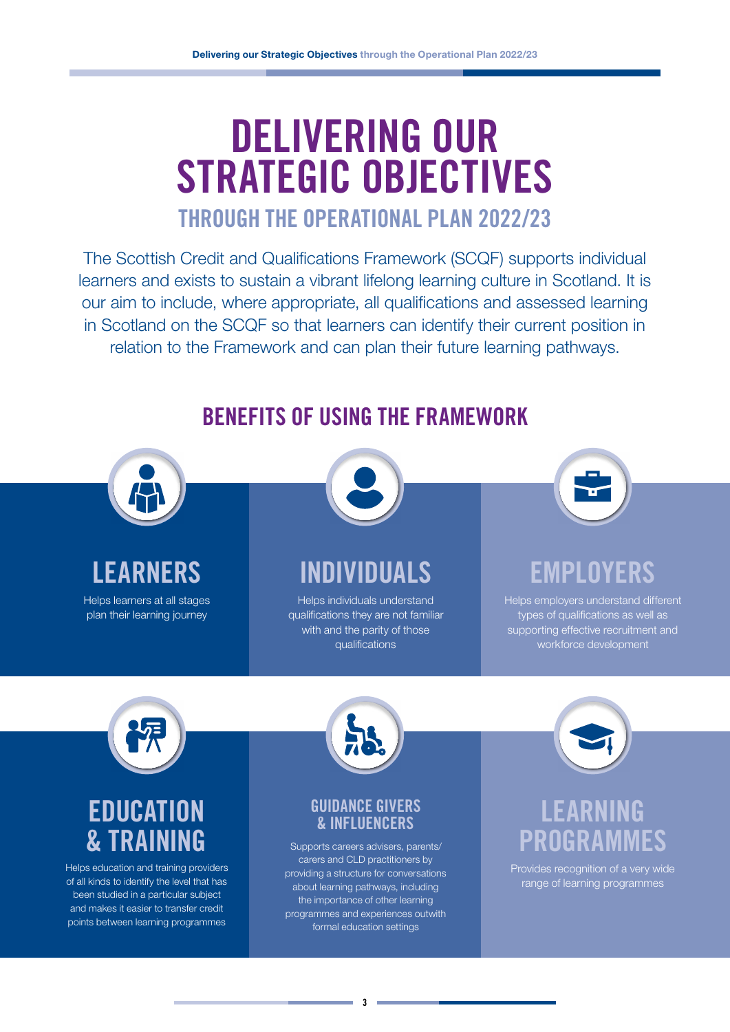# DELIVERING OUR STRATEGIC OBJECTIVES

## THROUGH THE OPERATIONAL PLAN 2022/23

The Scottish Credit and Qualifications Framework (SCQF) supports individual learners and exists to sustain a vibrant lifelong learning culture in Scotland. It is our aim to include, where appropriate, all qualifications and assessed learning in Scotland on the SCQF so that learners can identify their current position in relation to the Framework and can plan their future learning pathways.

## BENEFITS OF USING THE FRAMEWORK

### LEARNERS

Helps learners at all stages plan their learning journey

### INDIVIDUALS

Helps individuals understand qualifications they are not familiar with and the parity of those qualifications

### EMPLOYERS

Helps employers understand different types of qualifications as well as supporting effective recruitment and workforce development

### EDUCATION & TRAINING

Helps education and training providers of all kinds to identify the level that has been studied in a particular subject and makes it easier to transfer credit points between learning programmes

### GUIDANCE GIVERS & INFLUENCERS

Supports careers advisers, parents/carers and CLD practitioners by providing a structure for conversations about learning pathways, including the importance of other learning programmes and experiences outwith formal education settings

### LEARNING PROGRAMMES

Provides recognition of a very wide range of learning programmes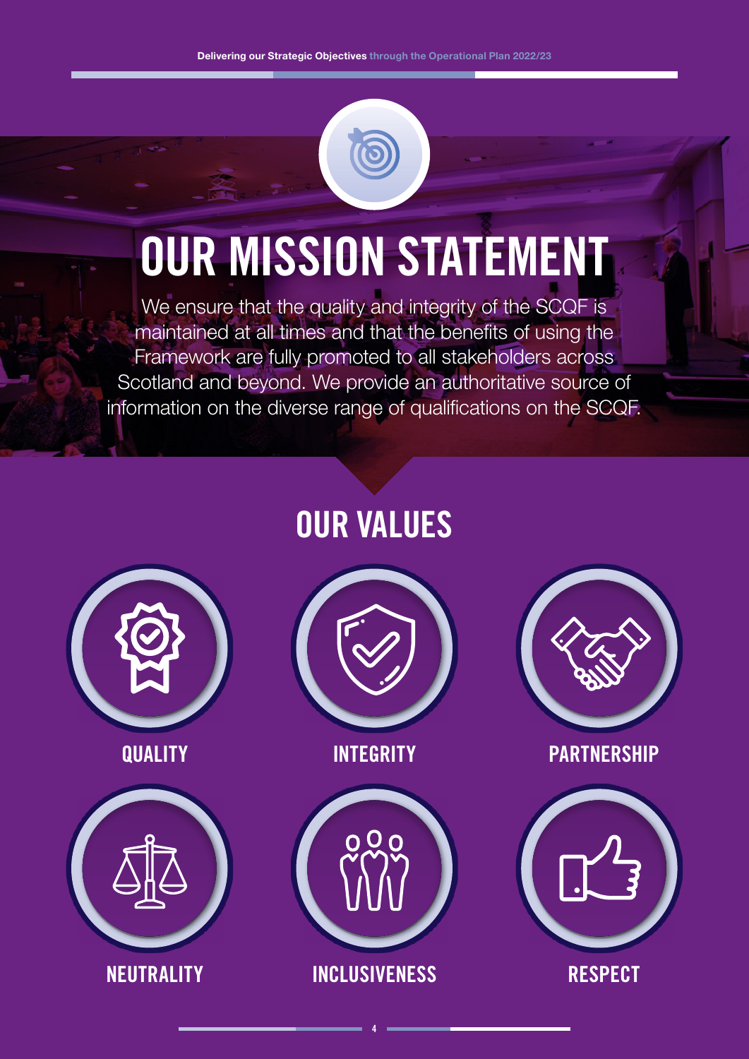# OUR MISSION STATEMENT

We ensure that the quality and integrity of the SCQF is maintained at all times and that the benefits of using the Framework are fully promoted to all stakeholders across Scotland and beyond. We provide an authoritative source of information on the diverse range of qualifications on the SCQF.

## OUR VALUES

- QUALITY
- INTEGRITY
- PARTNERSHIP
- NEUTRALITY
- INCLUSIVENESS
- RESPECT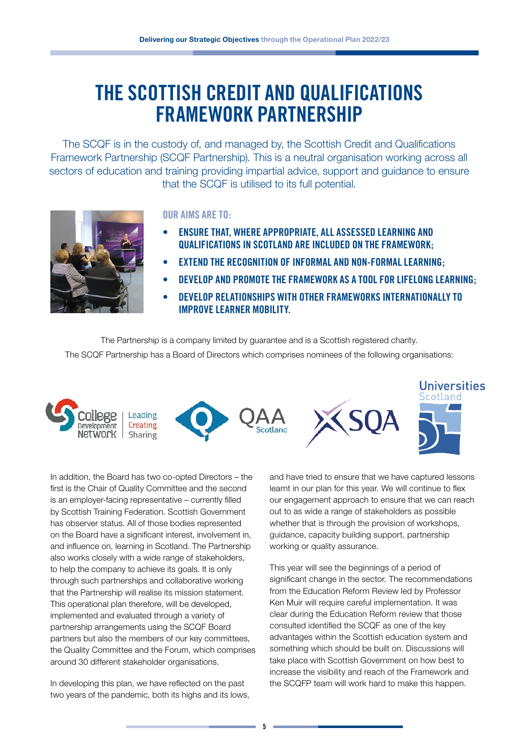# THE SCOTTISH CREDIT AND QUALIFICATIONS FRAMEWORK PARTNERSHIP

The SCQF is in the custody of, and managed by, the Scottish Credit and Qualifications Framework Partnership (SCQF Partnership). This is a neutral organisation working across all sectors of education and training providing impartial advice, support and guidance to ensure that the SCQF is utilised to its full potential.

### OUR AIMS ARE TO:

- **ENSURE THAT, WHERE APPROPRIATE, ALL ASSESSED LEARNING AND QUALIFICATIONS IN SCOTLAND ARE INCLUDED ON THE FRAMEWORK;**
- **EXTEND THE RECOGNITION OF INFORMAL AND NON-FORMAL LEARNING;**
- **DEVELOP AND PROMOTE THE FRAMEWORK AS A TOOL FOR LIFELONG LEARNING;**
- **DEVELOP RELATIONSHIPS WITH OTHER FRAMEWORKS INTERNATIONALLY TO IMPROVE LEARNER MOBILITY.**

The Partnership is a company limited by guarantee and is a Scottish registered charity.

The SCQF Partnership has a Board of Directors which comprises nominees of the following organisations:

College Development Network | QAA Scotland | SQA | Universities Scotland

In addition, the Board has two co-opted Directors – the first is the Chair of Quality Committee and the second is an employer-facing representative – currently filled by Scottish Training Federation. Scottish Government has observer status. All of those bodies represented on the Board have a significant interest, involvement in, and influence on, learning in Scotland. The Partnership also works closely with a wide range of stakeholders, to help the company to achieve its goals. It is only through such partnerships and collaborative working that the Partnership will realise its mission statement. This operational plan therefore, will be developed, implemented and evaluated through a variety of partnership arrangements using the SCQF Board partners but also the members of our key committees, the Quality Committee and the Forum, which comprises around 30 different stakeholder organisations.

In developing this plan, we have reflected on the past two years of the pandemic, both its highs and its lows, and have tried to ensure that we have captured lessons learnt in our plan for this year. We will continue to flex our engagement approach to ensure that we can reach out to as wide a range of stakeholders as possible whether that is through the provision of workshops, guidance, capacity building support, partnership working or quality assurance.

This year will see the beginnings of a period of significant change in the sector. The recommendations from the Education Reform Review led by Professor Ken Muir will require careful implementation. It was clear during the Education Reform review that those consulted identified the SCQF as one of the key advantages within the Scottish education system and something which should be built on. Discussions will take place with Scottish Government on how best to increase the visibility and reach of the Framework and the SCQFP team will work hard to make this happen.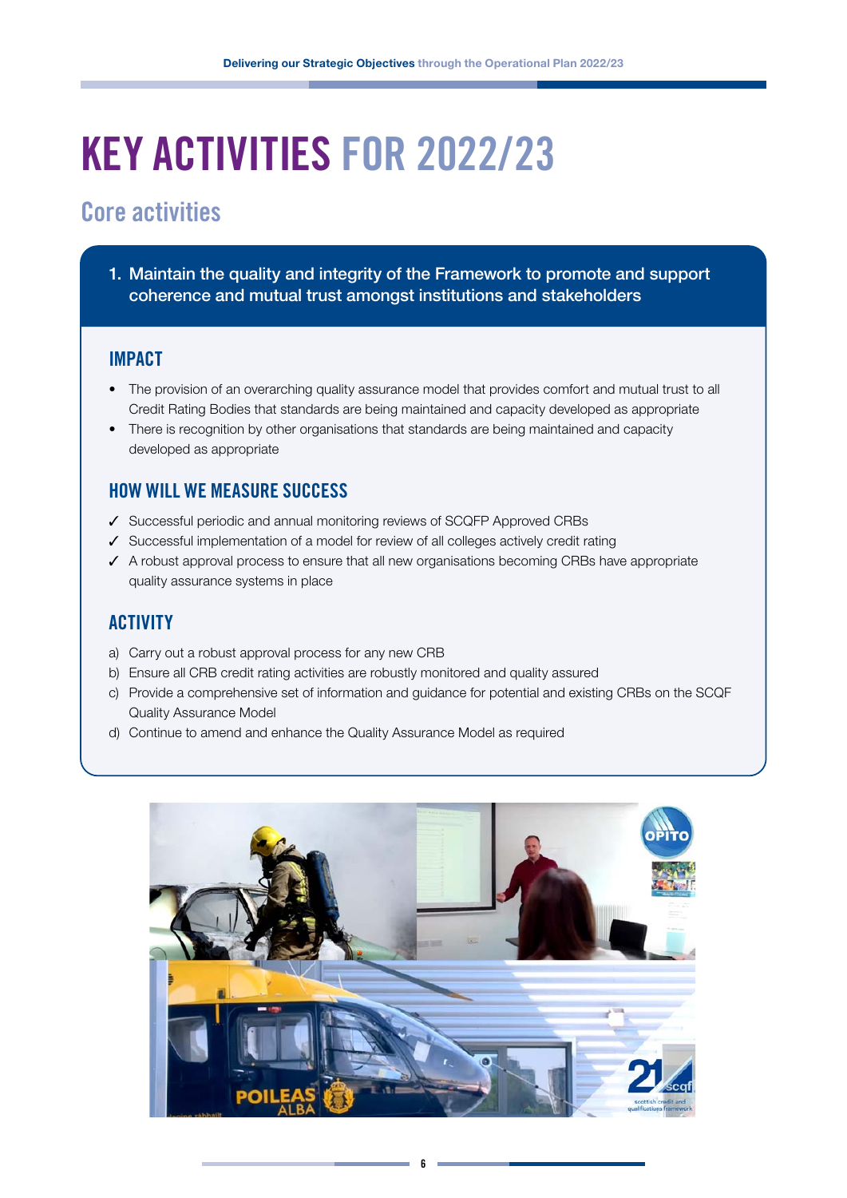# KEY ACTIVITIES FOR 2022/23

## Core activities

### 1. Maintain the quality and integrity of the Framework to promote and support coherence and mutual trust amongst institutions and stakeholders

#### IMPACT

- The provision of an overarching quality assurance model that provides comfort and mutual trust to all Credit Rating Bodies that standards are being maintained and capacity developed as appropriate
- There is recognition by other organisations that standards are being maintained and capacity developed as appropriate

#### HOW WILL WE MEASURE SUCCESS

✓ Successful periodic and annual monitoring reviews of SCQFP Approved CRBs
✓ Successful implementation of a model for review of all colleges actively credit rating
✓ A robust approval process to ensure that all new organisations becoming CRBs have appropriate quality assurance systems in place

#### ACTIVITY

a) Carry out a robust approval process for any new CRB
b) Ensure all CRB credit rating activities are robustly monitored and quality assured
c) Provide a comprehensive set of information and guidance for potential and existing CRBs on the SCQF Quality Assurance Model
d) Continue to amend and enhance the Quality Assurance Model as required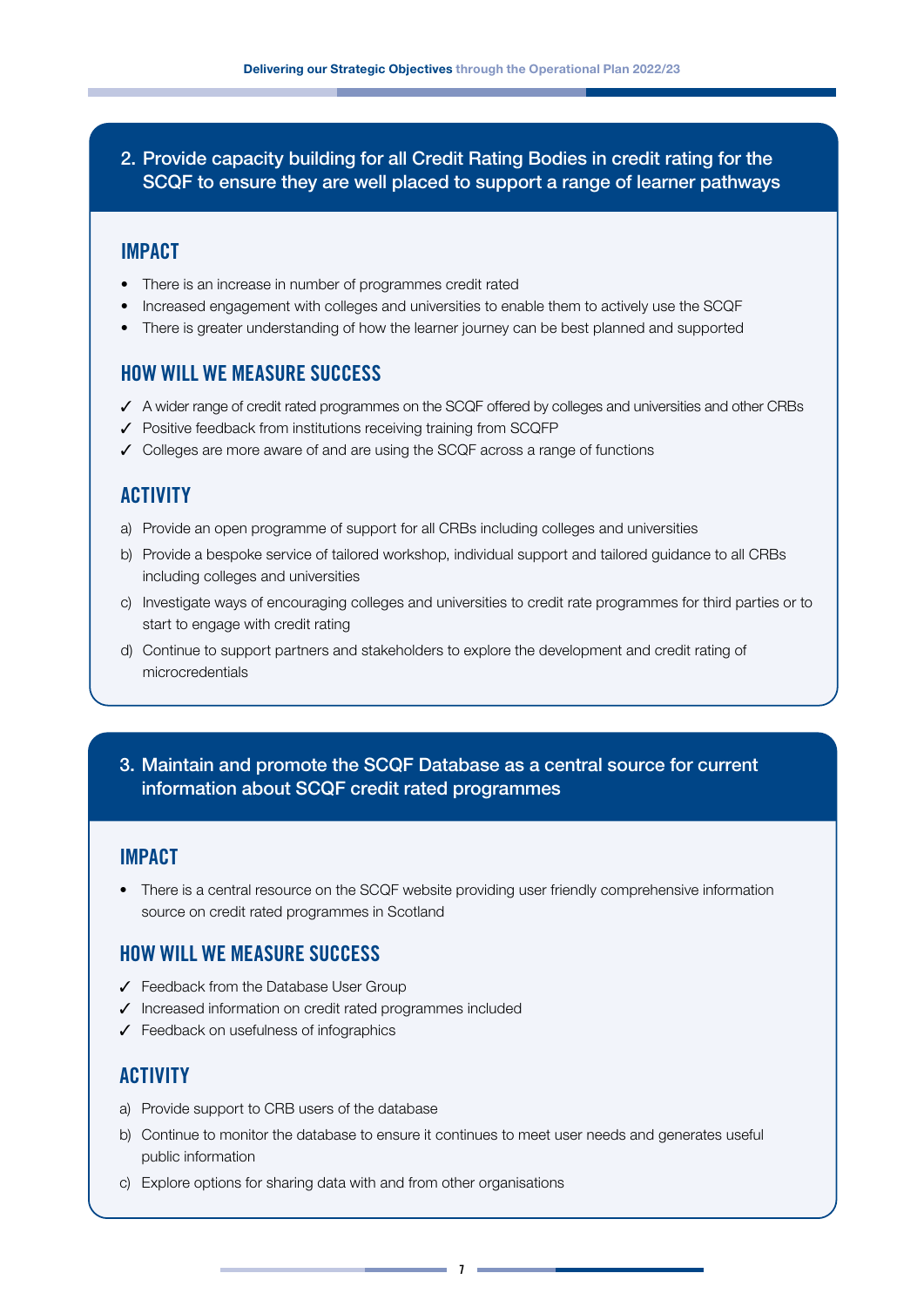## 2. Provide capacity building for all Credit Rating Bodies in credit rating for the SCQF to ensure they are well placed to support a range of learner pathways

### IMPACT

- There is an increase in number of programmes credit rated
- Increased engagement with colleges and universities to enable them to actively use the SCQF
- There is greater understanding of how the learner journey can be best planned and supported

### HOW WILL WE MEASURE SUCCESS

- ✓ A wider range of credit rated programmes on the SCQF offered by colleges and universities and other CRBs
- ✓ Positive feedback from institutions receiving training from SCQFP
- ✓ Colleges are more aware of and are using the SCQF across a range of functions

### ACTIVITY

a) Provide an open programme of support for all CRBs including colleges and universities

b) Provide a bespoke service of tailored workshop, individual support and tailored guidance to all CRBs including colleges and universities

c) Investigate ways of encouraging colleges and universities to credit rate programmes for third parties or to start to engage with credit rating

d) Continue to support partners and stakeholders to explore the development and credit rating of microcredentials

## 3. Maintain and promote the SCQF Database as a central source for current information about SCQF credit rated programmes

### IMPACT

- There is a central resource on the SCQF website providing user friendly comprehensive information source on credit rated programmes in Scotland

### HOW WILL WE MEASURE SUCCESS

- ✓ Feedback from the Database User Group
- ✓ Increased information on credit rated programmes included
- ✓ Feedback on usefulness of infographics

### ACTIVITY

a) Provide support to CRB users of the database

b) Continue to monitor the database to ensure it continues to meet user needs and generates useful public information

c) Explore options for sharing data with and from other organisations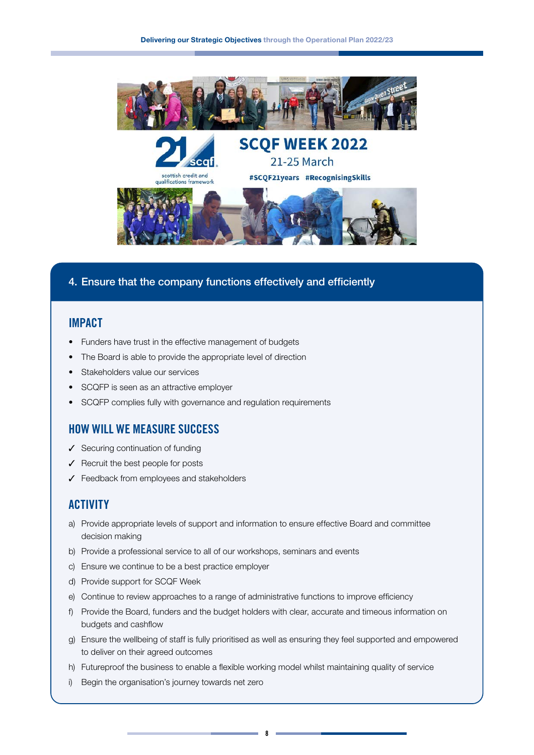## 4. Ensure that the company functions effectively and efficiently

### IMPACT

- Funders have trust in the effective management of budgets
- The Board is able to provide the appropriate level of direction
- Stakeholders value our services
- SCQFP is seen as an attractive employer
- SCQFP complies fully with governance and regulation requirements

### HOW WILL WE MEASURE SUCCESS

✓ Securing continuation of funding

✓ Recruit the best people for posts

✓ Feedback from employees and stakeholders

### ACTIVITY

a) Provide appropriate levels of support and information to ensure effective Board and committee decision making

b) Provide a professional service to all of our workshops, seminars and events

c) Ensure we continue to be a best practice employer

d) Provide support for SCQF Week

e) Continue to review approaches to a range of administrative functions to improve efficiency

f) Provide the Board, funders and the budget holders with clear, accurate and timeous information on budgets and cashflow

g) Ensure the wellbeing of staff is fully prioritised as well as ensuring they feel supported and empowered to deliver on their agreed outcomes

h) Futureproof the business to enable a flexible working model whilst maintaining quality of service

i) Begin the organisation's journey towards net zero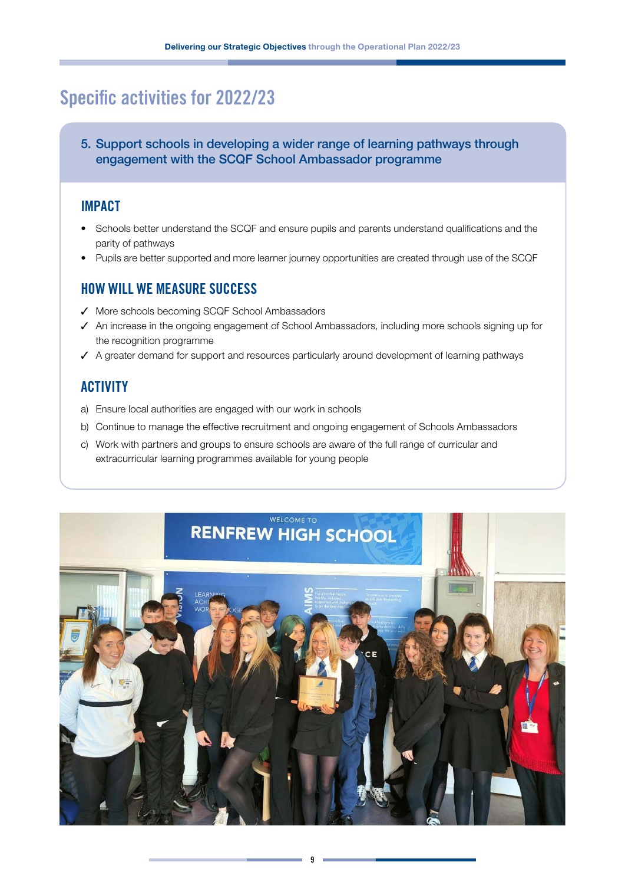# Specific activities for 2022/23

## 5. Support schools in developing a wider range of learning pathways through engagement with the SCQF School Ambassador programme

### IMPACT

- Schools better understand the SCQF and ensure pupils and parents understand qualifications and the parity of pathways
- Pupils are better supported and more learner journey opportunities are created through use of the SCQF

### HOW WILL WE MEASURE SUCCESS

✓ More schools becoming SCQF School Ambassadors

✓ An increase in the ongoing engagement of School Ambassadors, including more schools signing up for the recognition programme

✓ A greater demand for support and resources particularly around development of learning pathways

### ACTIVITY

a) Ensure local authorities are engaged with our work in schools

b) Continue to manage the effective recruitment and ongoing engagement of Schools Ambassadors

c) Work with partners and groups to ensure schools are aware of the full range of curricular and extracurricular learning programmes available for young people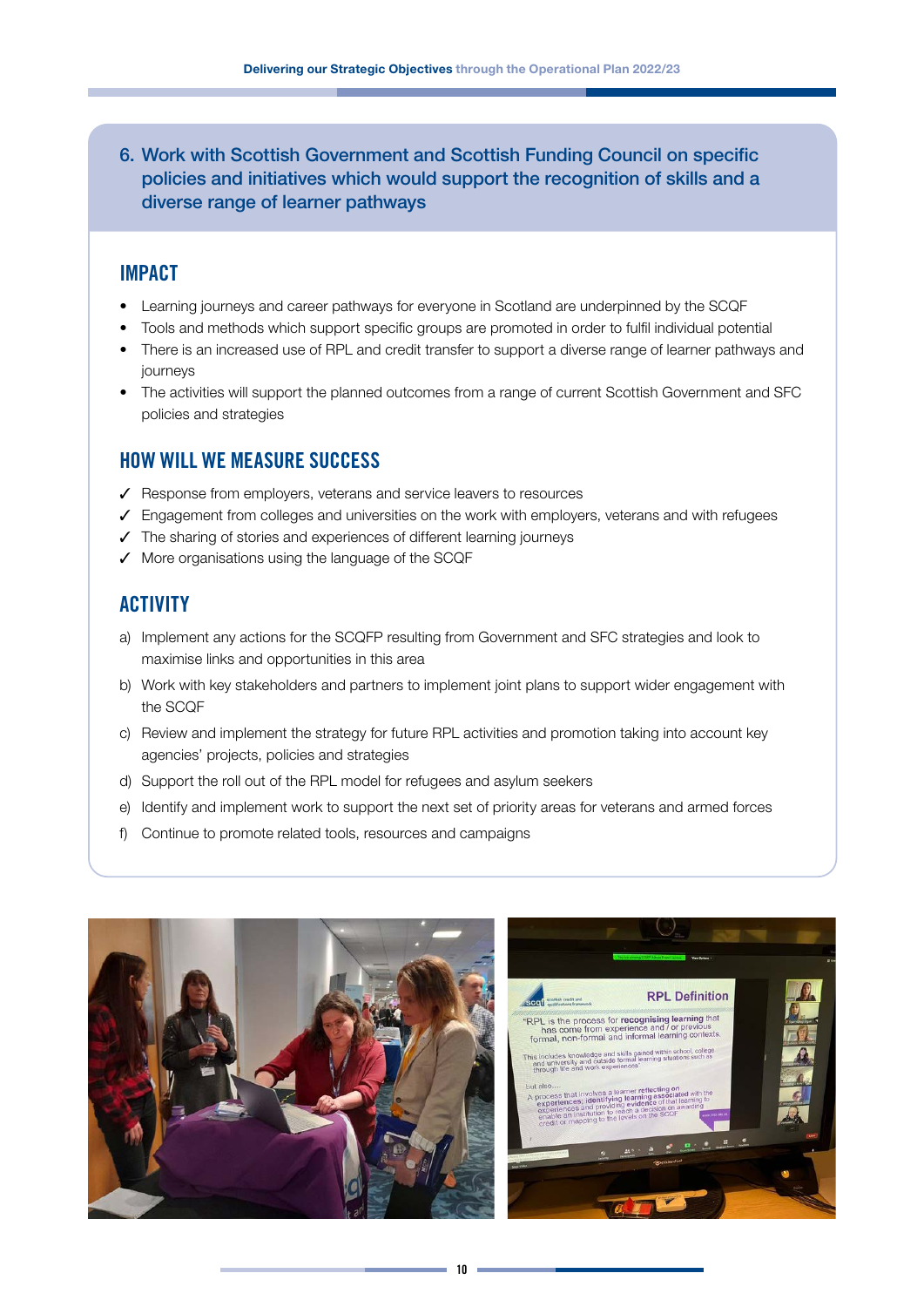## 6. Work with Scottish Government and Scottish Funding Council on specific policies and initiatives which would support the recognition of skills and a diverse range of learner pathways

### IMPACT

- Learning journeys and career pathways for everyone in Scotland are underpinned by the SCQF
- Tools and methods which support specific groups are promoted in order to fulfil individual potential
- There is an increased use of RPL and credit transfer to support a diverse range of learner pathways and journeys
- The activities will support the planned outcomes from a range of current Scottish Government and SFC policies and strategies

### HOW WILL WE MEASURE SUCCESS

✓ Response from employers, veterans and service leavers to resources
✓ Engagement from colleges and universities on the work with employers, veterans and with refugees
✓ The sharing of stories and experiences of different learning journeys
✓ More organisations using the language of the SCQF

### ACTIVITY

a) Implement any actions for the SCQFP resulting from Government and SFC strategies and look to maximise links and opportunities in this area
b) Work with key stakeholders and partners to implement joint plans to support wider engagement with the SCQF
c) Review and implement the strategy for future RPL activities and promotion taking into account key agencies' projects, policies and strategies
d) Support the roll out of the RPL model for refugees and asylum seekers
e) Identify and implement work to support the next set of priority areas for veterans and armed forces
f) Continue to promote related tools, resources and campaigns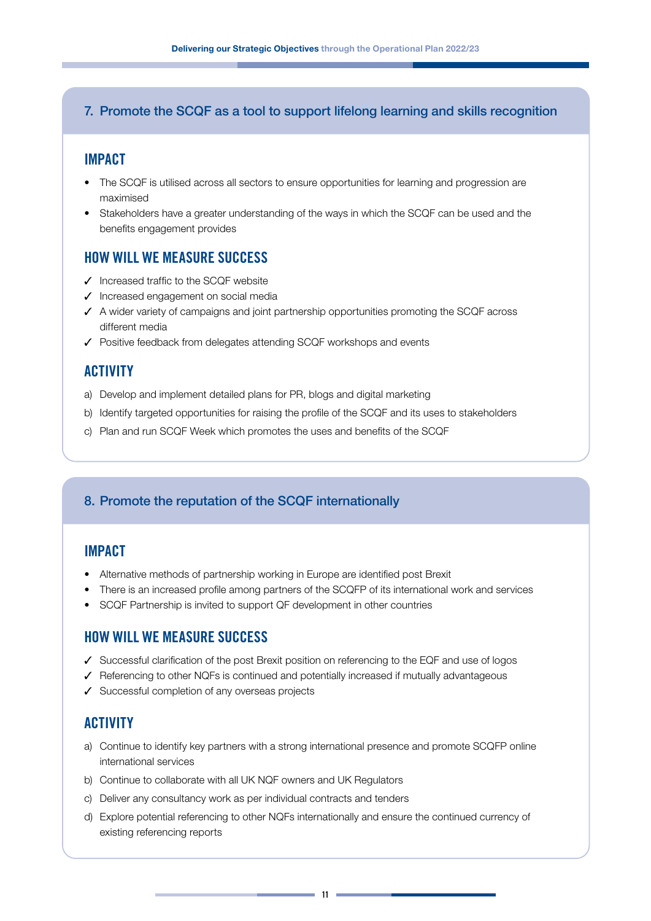## 7. Promote the SCQF as a tool to support lifelong learning and skills recognition

### IMPACT

- The SCQF is utilised across all sectors to ensure opportunities for learning and progression are maximised
- Stakeholders have a greater understanding of the ways in which the SCQF can be used and the benefits engagement provides

### HOW WILL WE MEASURE SUCCESS

- ✓ Increased traffic to the SCQF website
- ✓ Increased engagement on social media
- ✓ A wider variety of campaigns and joint partnership opportunities promoting the SCQF across different media
- ✓ Positive feedback from delegates attending SCQF workshops and events

### ACTIVITY

a) Develop and implement detailed plans for PR, blogs and digital marketing

b) Identify targeted opportunities for raising the profile of the SCQF and its uses to stakeholders

c) Plan and run SCQF Week which promotes the uses and benefits of the SCQF

## 8. Promote the reputation of the SCQF internationally

### IMPACT

- Alternative methods of partnership working in Europe are identified post Brexit
- There is an increased profile among partners of the SCQFP of its international work and services
- SCQF Partnership is invited to support QF development in other countries

### HOW WILL WE MEASURE SUCCESS

- ✓ Successful clarification of the post Brexit position on referencing to the EQF and use of logos
- ✓ Referencing to other NQFs is continued and potentially increased if mutually advantageous
- ✓ Successful completion of any overseas projects

### ACTIVITY

a) Continue to identify key partners with a strong international presence and promote SCQFP online international services

b) Continue to collaborate with all UK NQF owners and UK Regulators

c) Deliver any consultancy work as per individual contracts and tenders

d) Explore potential referencing to other NQFs internationally and ensure the continued currency of existing referencing reports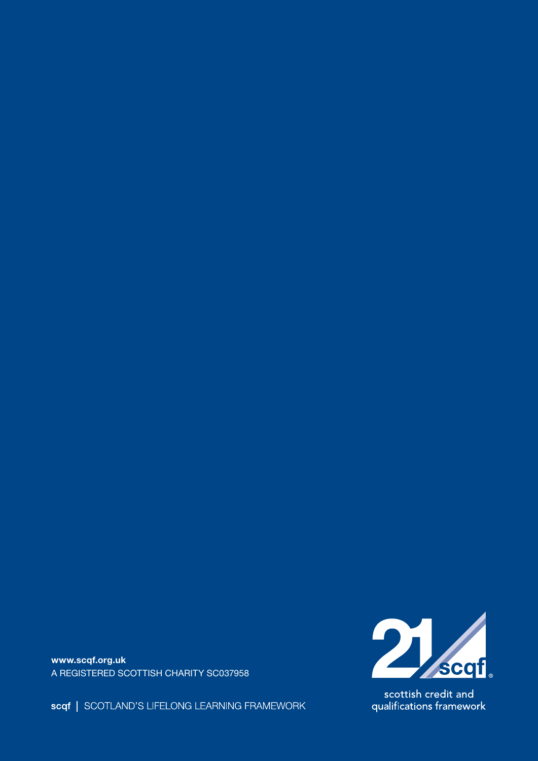**www.scqf.org.uk**
A REGISTERED SCOTTISH CHARITY SC037958

**scqf** | SCOTLAND'S LIFELONG LEARNING FRAMEWORK

scottish credit and qualifications framework